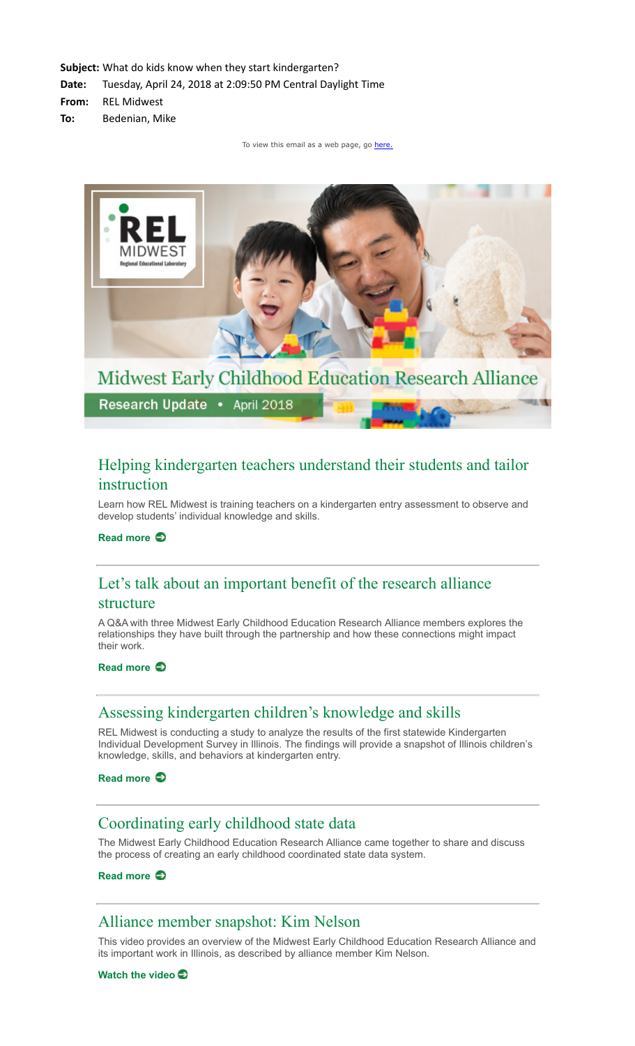**Subject:** What do kids know when they start kindergarten?

**Date:** Tuesday, April 24, 2018 at 2:09:50 PM Central Daylight Time

**From:** REL Midwest

**To:** Bedenian, Mike

To view this email as a web page, go here.

REL MIDWEST
Regional Educational Laboratory

# Midwest Early Childhood Education Research Alliance

**Research Update • April 2018**

## Helping kindergarten teachers understand their students and tailor instruction

Learn how REL Midwest is training teachers on a kindergarten entry assessment to observe and develop students' individual knowledge and skills.

**Read more**

## Let's talk about an important benefit of the research alliance structure

A Q&A with three Midwest Early Childhood Education Research Alliance members explores the relationships they have built through the partnership and how these connections might impact their work.

**Read more**

## Assessing kindergarten children's knowledge and skills

REL Midwest is conducting a study to analyze the results of the first statewide Kindergarten Individual Development Survey in Illinois. The findings will provide a snapshot of Illinois children's knowledge, skills, and behaviors at kindergarten entry.

**Read more**

## Coordinating early childhood state data

The Midwest Early Childhood Education Research Alliance came together to share and discuss the process of creating an early childhood coordinated state data system.

**Read more**

## Alliance member snapshot: Kim Nelson

This video provides an overview of the Midwest Early Childhood Education Research Alliance and its important work in Illinois, as described by alliance member Kim Nelson.

**Watch the video**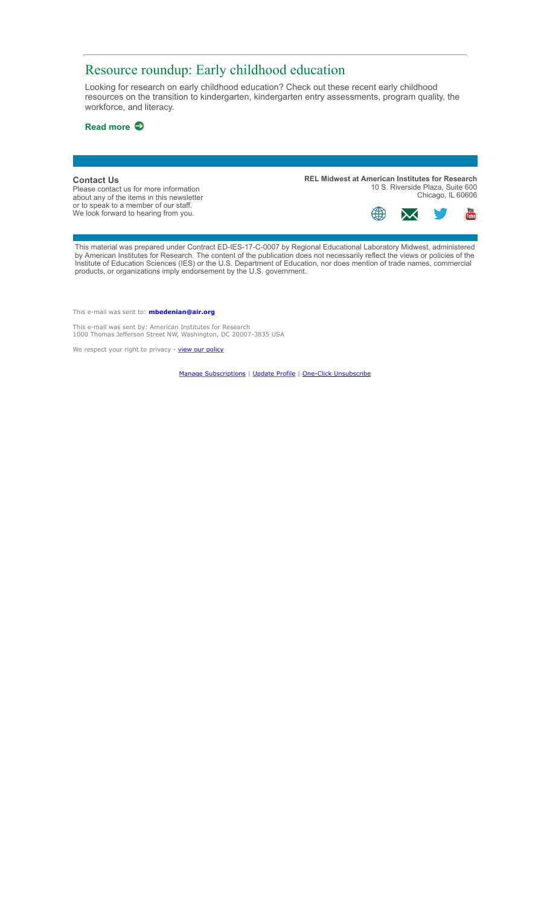## Resource roundup: Early childhood education

Looking for research on early childhood education? Check out these recent early childhood resources on the transition to kindergarten, kindergarten entry assessments, program quality, the workforce, and literacy.

**Read more**

**Contact Us**

Please contact us for more information about any of the items in this newsletter or to speak to a member of our staff. We look forward to hearing from you.

**REL Midwest at American Institutes for Research**
10 S. Riverside Plaza, Suite 600
Chicago, IL 60606

This material was prepared under Contract ED-IES-17-C-0007 by Regional Educational Laboratory Midwest, administered by American Institutes for Research. The content of the publication does not necessarily reflect the views or policies of the Institute of Education Sciences (IES) or the U.S. Department of Education, nor does mention of trade names, commercial products, or organizations imply endorsement by the U.S. government.

This e-mail was sent to: **mbedenian@air.org**

This e-mail was sent by: American Institutes for Research
1000 Thomas Jefferson Street NW, Washington, DC 20007-3835 USA

We respect your right to privacy - view our policy

Manage Subscriptions | Update Profile | One-Click Unsubscribe